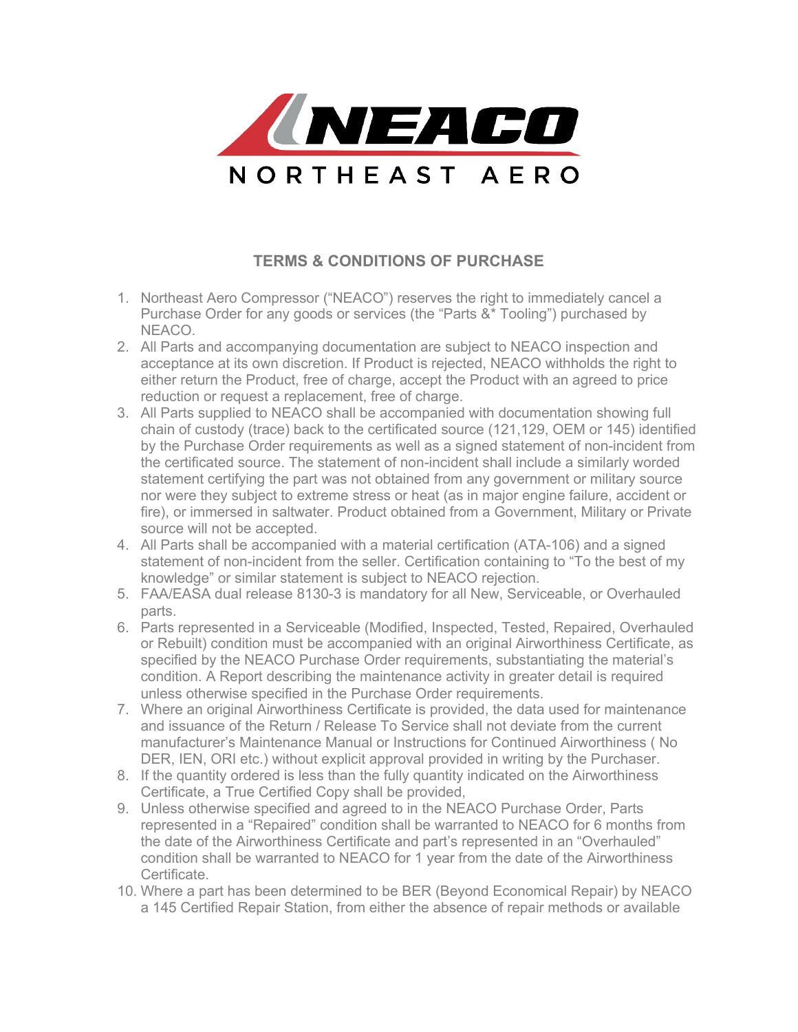NEACO

NORTHEAST AERO

## TERMS & CONDITIONS OF PURCHASE

1. Northeast Aero Compressor ("NEACO") reserves the right to immediately cancel a Purchase Order for any goods or services (the "Parts &* Tooling") purchased by NEACO.
2. All Parts and accompanying documentation are subject to NEACO inspection and acceptance at its own discretion. If Product is rejected, NEACO withholds the right to either return the Product, free of charge, accept the Product with an agreed to price reduction or request a replacement, free of charge.
3. All Parts supplied to NEACO shall be accompanied with documentation showing full chain of custody (trace) back to the certificated source (121,129, OEM or 145) identified by the Purchase Order requirements as well as a signed statement of non-incident from the certificated source. The statement of non-incident shall include a similarly worded statement certifying the part was not obtained from any government or military source nor were they subject to extreme stress or heat (as in major engine failure, accident or fire), or immersed in saltwater. Product obtained from a Government, Military or Private source will not be accepted.
4. All Parts shall be accompanied with a material certification (ATA-106) and a signed statement of non-incident from the seller. Certification containing to "To the best of my knowledge" or similar statement is subject to NEACO rejection.
5. FAA/EASA dual release 8130-3 is mandatory for all New, Serviceable, or Overhauled parts.
6. Parts represented in a Serviceable (Modified, Inspected, Tested, Repaired, Overhauled or Rebuilt) condition must be accompanied with an original Airworthiness Certificate, as specified by the NEACO Purchase Order requirements, substantiating the material's condition. A Report describing the maintenance activity in greater detail is required unless otherwise specified in the Purchase Order requirements.
7. Where an original Airworthiness Certificate is provided, the data used for maintenance and issuance of the Return / Release To Service shall not deviate from the current manufacturer's Maintenance Manual or Instructions for Continued Airworthiness ( No DER, IEN, ORI etc.) without explicit approval provided in writing by the Purchaser.
8. If the quantity ordered is less than the fully quantity indicated on the Airworthiness Certificate, a True Certified Copy shall be provided,
9. Unless otherwise specified and agreed to in the NEACO Purchase Order, Parts represented in a "Repaired" condition shall be warranted to NEACO for 6 months from the date of the Airworthiness Certificate and part's represented in an "Overhauled" condition shall be warranted to NEACO for 1 year from the date of the Airworthiness Certificate.
10. Where a part has been determined to be BER (Beyond Economical Repair) by NEACO a 145 Certified Repair Station, from either the absence of repair methods or available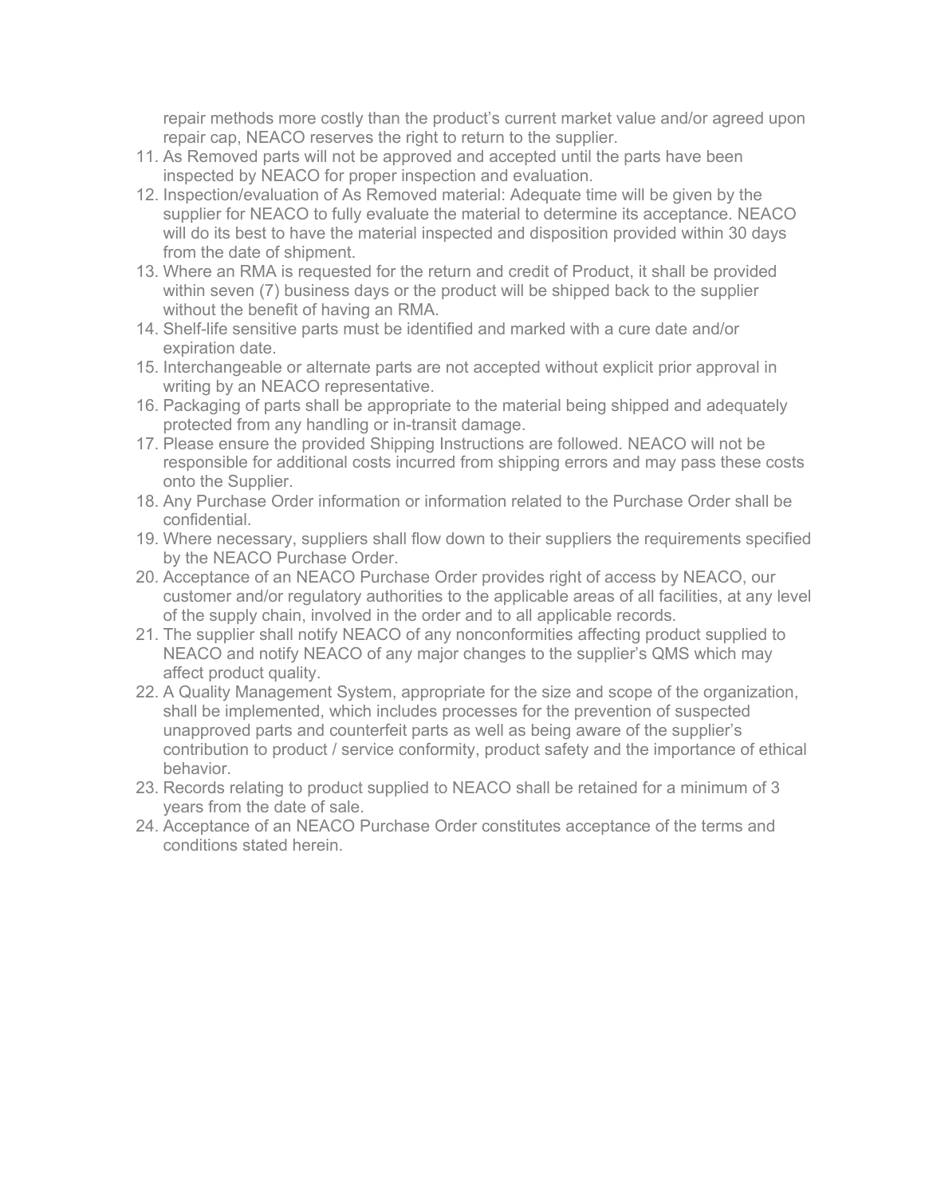repair methods more costly than the product's current market value and/or agreed upon repair cap, NEACO reserves the right to return to the supplier.

11. As Removed parts will not be approved and accepted until the parts have been inspected by NEACO for proper inspection and evaluation.
12. Inspection/evaluation of As Removed material: Adequate time will be given by the supplier for NEACO to fully evaluate the material to determine its acceptance. NEACO will do its best to have the material inspected and disposition provided within 30 days from the date of shipment.
13. Where an RMA is requested for the return and credit of Product, it shall be provided within seven (7) business days or the product will be shipped back to the supplier without the benefit of having an RMA.
14. Shelf-life sensitive parts must be identified and marked with a cure date and/or expiration date.
15. Interchangeable or alternate parts are not accepted without explicit prior approval in writing by an NEACO representative.
16. Packaging of parts shall be appropriate to the material being shipped and adequately protected from any handling or in-transit damage.
17. Please ensure the provided Shipping Instructions are followed. NEACO will not be responsible for additional costs incurred from shipping errors and may pass these costs onto the Supplier.
18. Any Purchase Order information or information related to the Purchase Order shall be confidential.
19. Where necessary, suppliers shall flow down to their suppliers the requirements specified by the NEACO Purchase Order.
20. Acceptance of an NEACO Purchase Order provides right of access by NEACO, our customer and/or regulatory authorities to the applicable areas of all facilities, at any level of the supply chain, involved in the order and to all applicable records.
21. The supplier shall notify NEACO of any nonconformities affecting product supplied to NEACO and notify NEACO of any major changes to the supplier's QMS which may affect product quality.
22. A Quality Management System, appropriate for the size and scope of the organization, shall be implemented, which includes processes for the prevention of suspected unapproved parts and counterfeit parts as well as being aware of the supplier's contribution to product / service conformity, product safety and the importance of ethical behavior.
23. Records relating to product supplied to NEACO shall be retained for a minimum of 3 years from the date of sale.
24. Acceptance of an NEACO Purchase Order constitutes acceptance of the terms and conditions stated herein.